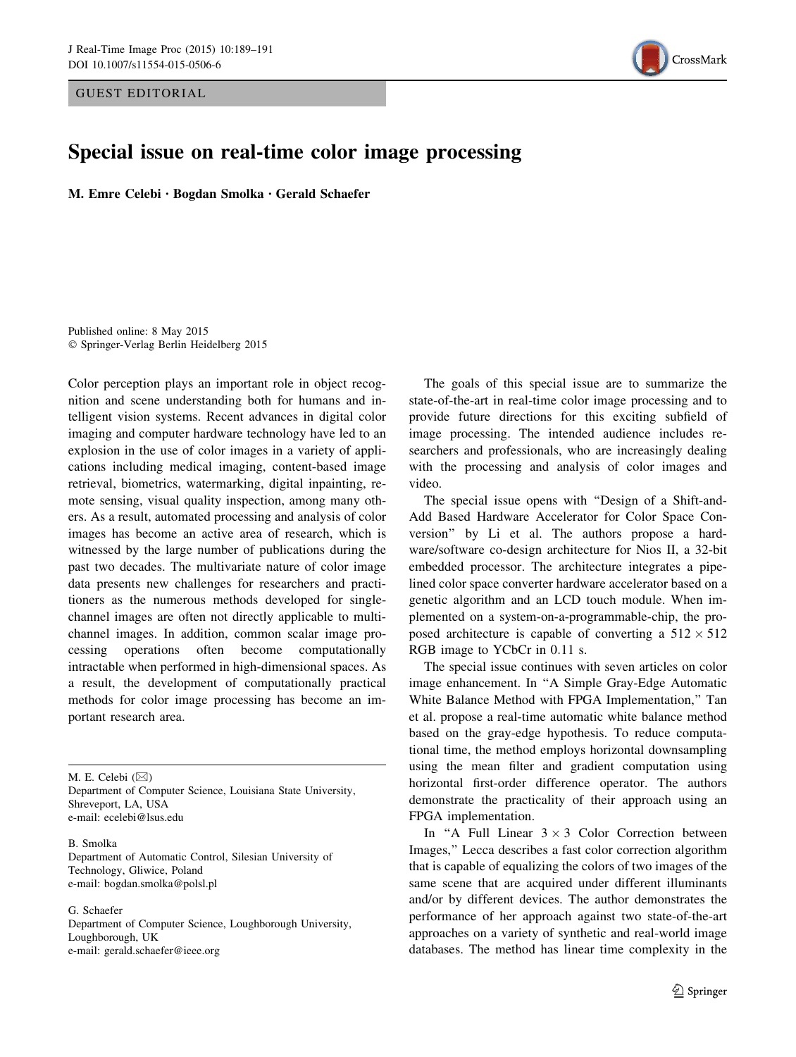GUEST EDITORIAL

# Special issue on real-time color image processing

**M. Emre Celebi · Bogdan Smolka · Gerald Schaefer**

Published online: 8 May 2015
© Springer-Verlag Berlin Heidelberg 2015

Color perception plays an important role in object recognition and scene understanding both for humans and intelligent vision systems. Recent advances in digital color imaging and computer hardware technology have led to an explosion in the use of color images in a variety of applications including medical imaging, content-based image retrieval, biometrics, watermarking, digital inpainting, remote sensing, visual quality inspection, among many others. As a result, automated processing and analysis of color images has become an active area of research, which is witnessed by the large number of publications during the past two decades. The multivariate nature of color image data presents new challenges for researchers and practitioners as the numerous methods developed for single-channel images are often not directly applicable to multi-channel images. In addition, common scalar image processing operations often become computationally intractable when performed in high-dimensional spaces. As a result, the development of computationally practical methods for color image processing has become an important research area.

M. E. Celebi (✉)
Department of Computer Science, Louisiana State University, Shreveport, LA, USA
e-mail: ecelebi@lsus.edu

B. Smolka
Department of Automatic Control, Silesian University of Technology, Gliwice, Poland
e-mail: bogdan.smolka@polsl.pl

G. Schaefer
Department of Computer Science, Loughborough University, Loughborough, UK
e-mail: gerald.schaefer@ieee.org

The goals of this special issue are to summarize the state-of-the-art in real-time color image processing and to provide future directions for this exciting subfield of image processing. The intended audience includes researchers and professionals, who are increasingly dealing with the processing and analysis of color images and video.

The special issue opens with "Design of a Shift-and-Add Based Hardware Accelerator for Color Space Conversion" by Li et al. The authors propose a hardware/software co-design architecture for Nios II, a 32-bit embedded processor. The architecture integrates a pipelined color space converter hardware accelerator based on a genetic algorithm and an LCD touch module. When implemented on a system-on-a-programmable-chip, the proposed architecture is capable of converting a $512 \times 512$ RGB image to YCbCr in 0.11 s.

The special issue continues with seven articles on color image enhancement. In "A Simple Gray-Edge Automatic White Balance Method with FPGA Implementation," Tan et al. propose a real-time automatic white balance method based on the gray-edge hypothesis. To reduce computational time, the method employs horizontal downsampling using the mean filter and gradient computation using horizontal first-order difference operator. The authors demonstrate the practicality of their approach using an FPGA implementation.

In "A Full Linear $3 \times 3$ Color Correction between Images," Lecca describes a fast color correction algorithm that is capable of equalizing the colors of two images of the same scene that are acquired under different illuminants and/or by different devices. The author demonstrates the performance of her approach against two state-of-the-art approaches on a variety of synthetic and real-world image databases. The method has linear time complexity in the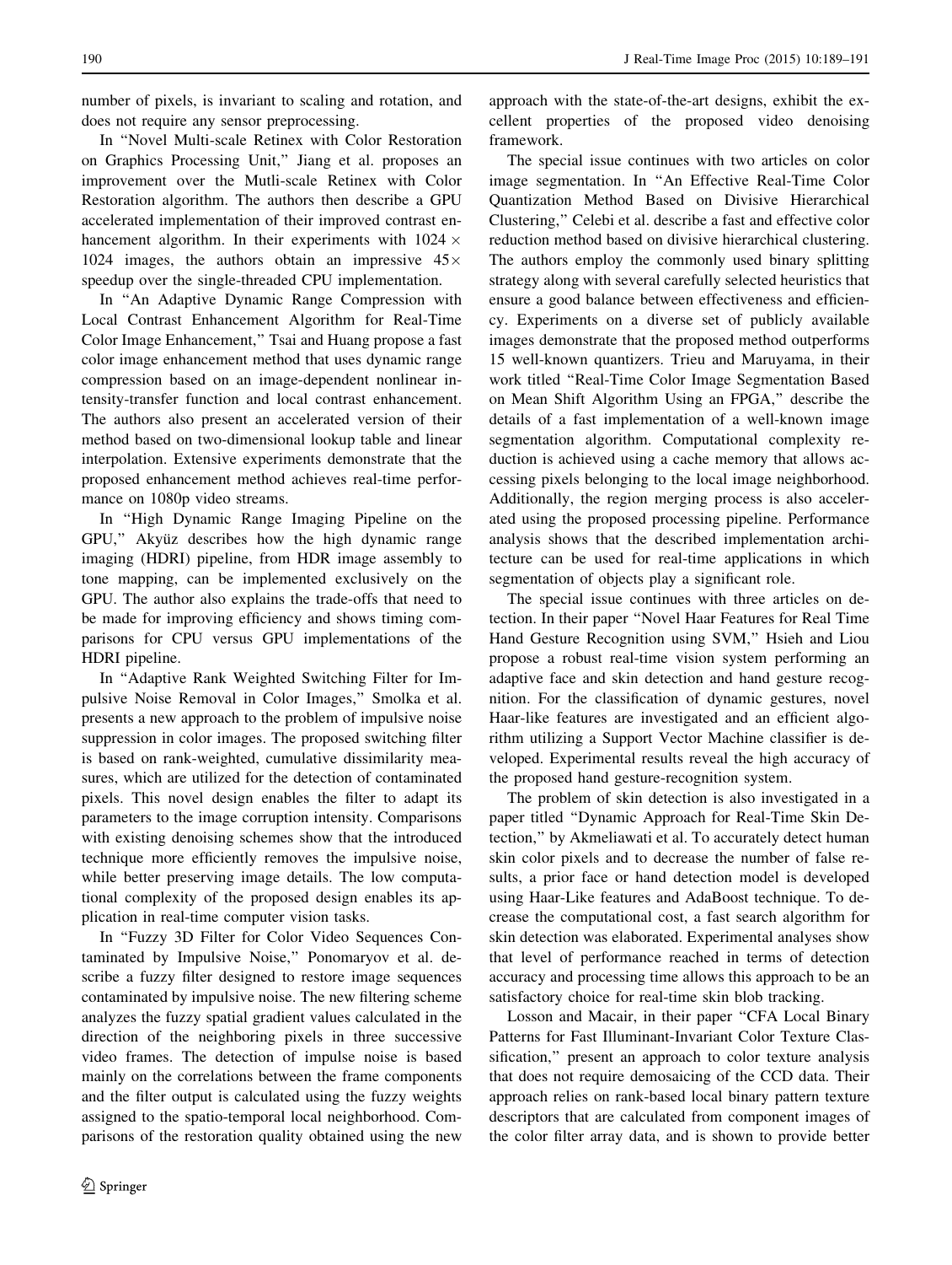number of pixels, is invariant to scaling and rotation, and does not require any sensor preprocessing.

In "Novel Multi-scale Retinex with Color Restoration on Graphics Processing Unit," Jiang et al. proposes an improvement over the Mutli-scale Retinex with Color Restoration algorithm. The authors then describe a GPU accelerated implementation of their improved contrast enhancement algorithm. In their experiments with $1024 \times 1024$ images, the authors obtain an impressive $45\times$ speedup over the single-threaded CPU implementation.

In "An Adaptive Dynamic Range Compression with Local Contrast Enhancement Algorithm for Real-Time Color Image Enhancement," Tsai and Huang propose a fast color image enhancement method that uses dynamic range compression based on an image-dependent nonlinear intensity-transfer function and local contrast enhancement. The authors also present an accelerated version of their method based on two-dimensional lookup table and linear interpolation. Extensive experiments demonstrate that the proposed enhancement method achieves real-time performance on 1080p video streams.

In "High Dynamic Range Imaging Pipeline on the GPU," Akyüz describes how the high dynamic range imaging (HDRI) pipeline, from HDR image assembly to tone mapping, can be implemented exclusively on the GPU. The author also explains the trade-offs that need to be made for improving efficiency and shows timing comparisons for CPU versus GPU implementations of the HDRI pipeline.

In "Adaptive Rank Weighted Switching Filter for Impulsive Noise Removal in Color Images," Smolka et al. presents a new approach to the problem of impulsive noise suppression in color images. The proposed switching filter is based on rank-weighted, cumulative dissimilarity measures, which are utilized for the detection of contaminated pixels. This novel design enables the filter to adapt its parameters to the image corruption intensity. Comparisons with existing denoising schemes show that the introduced technique more efficiently removes the impulsive noise, while better preserving image details. The low computational complexity of the proposed design enables its application in real-time computer vision tasks.

In "Fuzzy 3D Filter for Color Video Sequences Contaminated by Impulsive Noise," Ponomaryov et al. describe a fuzzy filter designed to restore image sequences contaminated by impulsive noise. The new filtering scheme analyzes the fuzzy spatial gradient values calculated in the direction of the neighboring pixels in three successive video frames. The detection of impulse noise is based mainly on the correlations between the frame components and the filter output is calculated using the fuzzy weights assigned to the spatio-temporal local neighborhood. Comparisons of the restoration quality obtained using the new approach with the state-of-the-art designs, exhibit the excellent properties of the proposed video denoising framework.

The special issue continues with two articles on color image segmentation. In "An Effective Real-Time Color Quantization Method Based on Divisive Hierarchical Clustering," Celebi et al. describe a fast and effective color reduction method based on divisive hierarchical clustering. The authors employ the commonly used binary splitting strategy along with several carefully selected heuristics that ensure a good balance between effectiveness and efficiency. Experiments on a diverse set of publicly available images demonstrate that the proposed method outperforms 15 well-known quantizers. Trieu and Maruyama, in their work titled "Real-Time Color Image Segmentation Based on Mean Shift Algorithm Using an FPGA," describe the details of a fast implementation of a well-known image segmentation algorithm. Computational complexity reduction is achieved using a cache memory that allows accessing pixels belonging to the local image neighborhood. Additionally, the region merging process is also accelerated using the proposed processing pipeline. Performance analysis shows that the described implementation architecture can be used for real-time applications in which segmentation of objects play a significant role.

The special issue continues with three articles on detection. In their paper "Novel Haar Features for Real Time Hand Gesture Recognition using SVM," Hsieh and Liou propose a robust real-time vision system performing an adaptive face and skin detection and hand gesture recognition. For the classification of dynamic gestures, novel Haar-like features are investigated and an efficient algorithm utilizing a Support Vector Machine classifier is developed. Experimental results reveal the high accuracy of the proposed hand gesture-recognition system.

The problem of skin detection is also investigated in a paper titled "Dynamic Approach for Real-Time Skin Detection," by Akmeliawati et al. To accurately detect human skin color pixels and to decrease the number of false results, a prior face or hand detection model is developed using Haar-Like features and AdaBoost technique. To decrease the computational cost, a fast search algorithm for skin detection was elaborated. Experimental analyses show that level of performance reached in terms of detection accuracy and processing time allows this approach to be an satisfactory choice for real-time skin blob tracking.

Losson and Macair, in their paper "CFA Local Binary Patterns for Fast Illuminant-Invariant Color Texture Classification," present an approach to color texture analysis that does not require demosaicing of the CCD data. Their approach relies on rank-based local binary pattern texture descriptors that are calculated from component images of the color filter array data, and is shown to provide better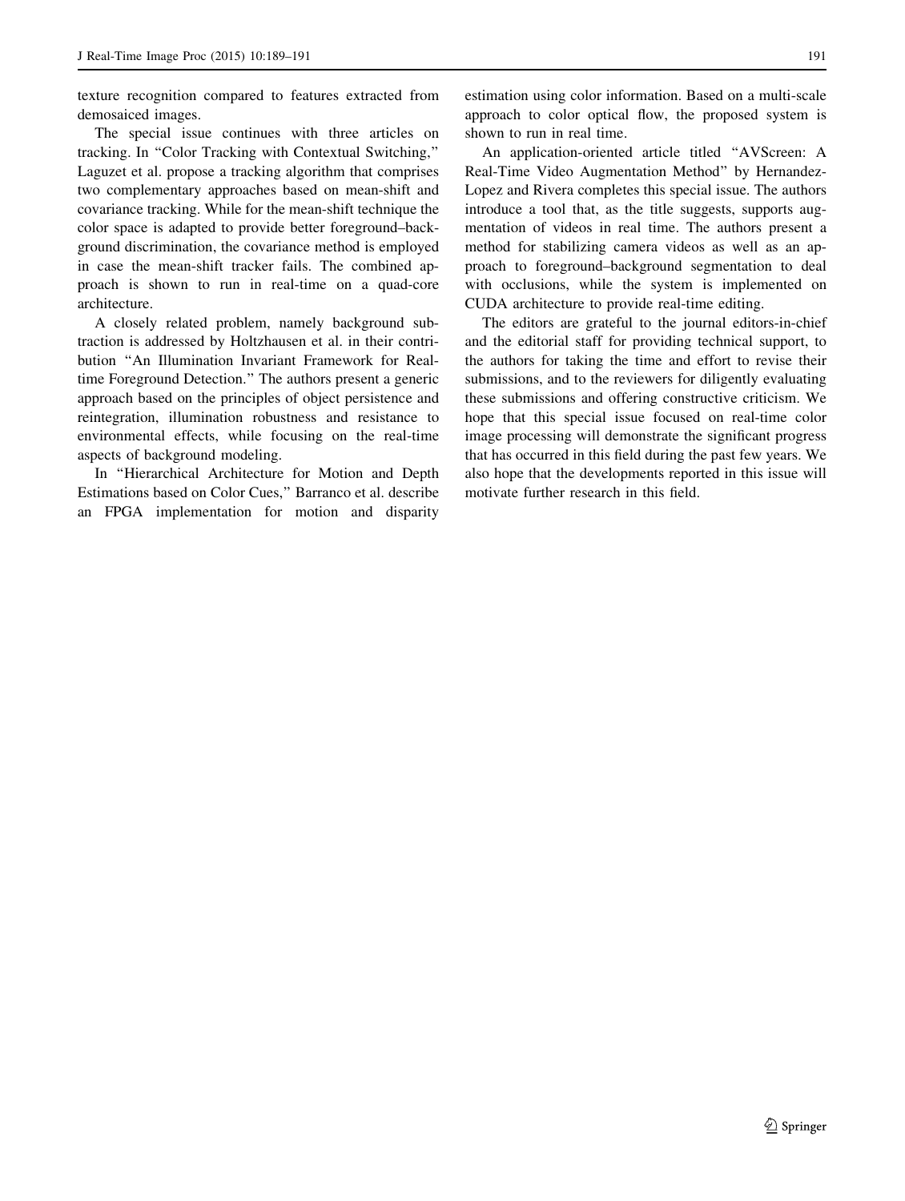texture recognition compared to features extracted from demosaiced images.

The special issue continues with three articles on tracking. In "Color Tracking with Contextual Switching," Laguzet et al. propose a tracking algorithm that comprises two complementary approaches based on mean-shift and covariance tracking. While for the mean-shift technique the color space is adapted to provide better foreground–background discrimination, the covariance method is employed in case the mean-shift tracker fails. The combined approach is shown to run in real-time on a quad-core architecture.

A closely related problem, namely background subtraction is addressed by Holtzhausen et al. in their contribution "An Illumination Invariant Framework for Real-time Foreground Detection." The authors present a generic approach based on the principles of object persistence and reintegration, illumination robustness and resistance to environmental effects, while focusing on the real-time aspects of background modeling.

In "Hierarchical Architecture for Motion and Depth Estimations based on Color Cues," Barranco et al. describe an FPGA implementation for motion and disparity estimation using color information. Based on a multi-scale approach to color optical flow, the proposed system is shown to run in real time.

An application-oriented article titled "AVScreen: A Real-Time Video Augmentation Method" by Hernandez-Lopez and Rivera completes this special issue. The authors introduce a tool that, as the title suggests, supports augmentation of videos in real time. The authors present a method for stabilizing camera videos as well as an approach to foreground–background segmentation to deal with occlusions, while the system is implemented on CUDA architecture to provide real-time editing.

The editors are grateful to the journal editors-in-chief and the editorial staff for providing technical support, to the authors for taking the time and effort to revise their submissions, and to the reviewers for diligently evaluating these submissions and offering constructive criticism. We hope that this special issue focused on real-time color image processing will demonstrate the significant progress that has occurred in this field during the past few years. We also hope that the developments reported in this issue will motivate further research in this field.